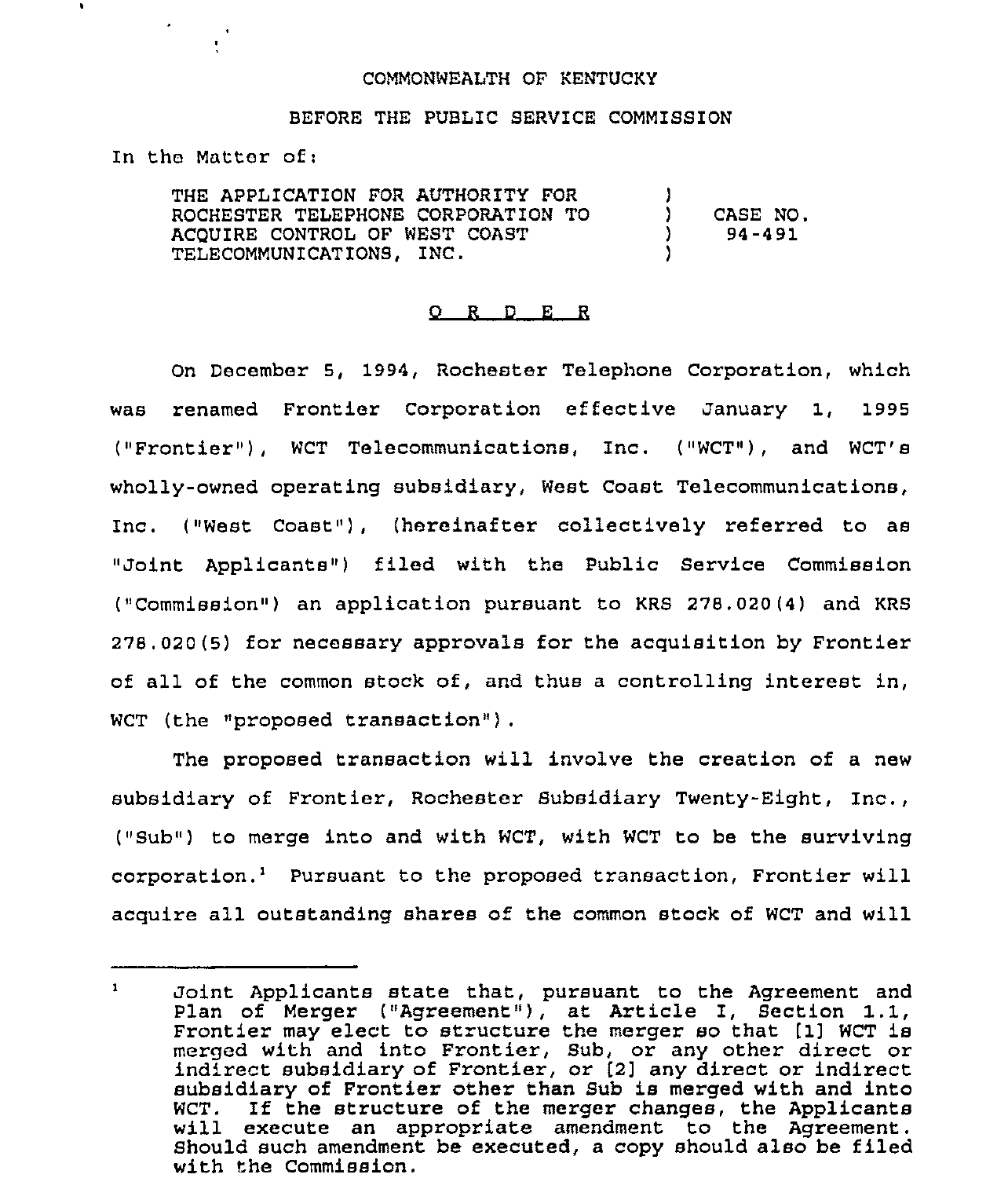COMMONWEALTH OF KENTUCKY

BEFORE THE PUBLIC SERVICE COMMISSION

In the Matter of:

| | | |
|---|---|---|
| THE APPLICATION FOR AUTHORITY FOR ROCHESTER TELEPHONE CORPORATION TO ACQUIRE CONTROL OF WEST COAST TELECOMMUNICATIONS, INC. | ) ) ) ) | CASE NO. 94-491 |

O R D E R

On December 5, 1994, Rochester Telephone Corporation, which was renamed Frontier Corporation effective January 1, 1995 ("Frontier"), WCT Telecommunications, Inc. ("WCT"), and WCT's wholly-owned operating subsidiary, West Coast Telecommunications, Inc. ("West Coast"), (hereinafter collectively referred to as "Joint Applicants") filed with the Public Service Commission ("Commission") an application pursuant to KRS 278.020(4) and KRS 278.020(5) for necessary approvals for the acquisition by Frontier of all of the common stock of, and thus a controlling interest in, WCT (the "proposed transaction").

The proposed transaction will involve the creation of a new subsidiary of Frontier, Rochester Subsidiary Twenty-Eight, Inc., ("Sub") to merge into and with WCT, with WCT to be the surviving corporation.[1] Pursuant to the proposed transaction, Frontier will acquire all outstanding shares of the common stock of WCT and will

---

[1] Joint Applicants state that, pursuant to the Agreement and Plan of Merger ("Agreement"), at Article I, Section 1.1, Frontier may elect to structure the merger so that [1] WCT is merged with and into Frontier, Sub, or any other direct or indirect subsidiary of Frontier, or [2] any direct or indirect subsidiary of Frontier other than Sub is merged with and into WCT. If the structure of the merger changes, the Applicants will execute an appropriate amendment to the Agreement. Should such amendment be executed, a copy should also be filed with the Commission.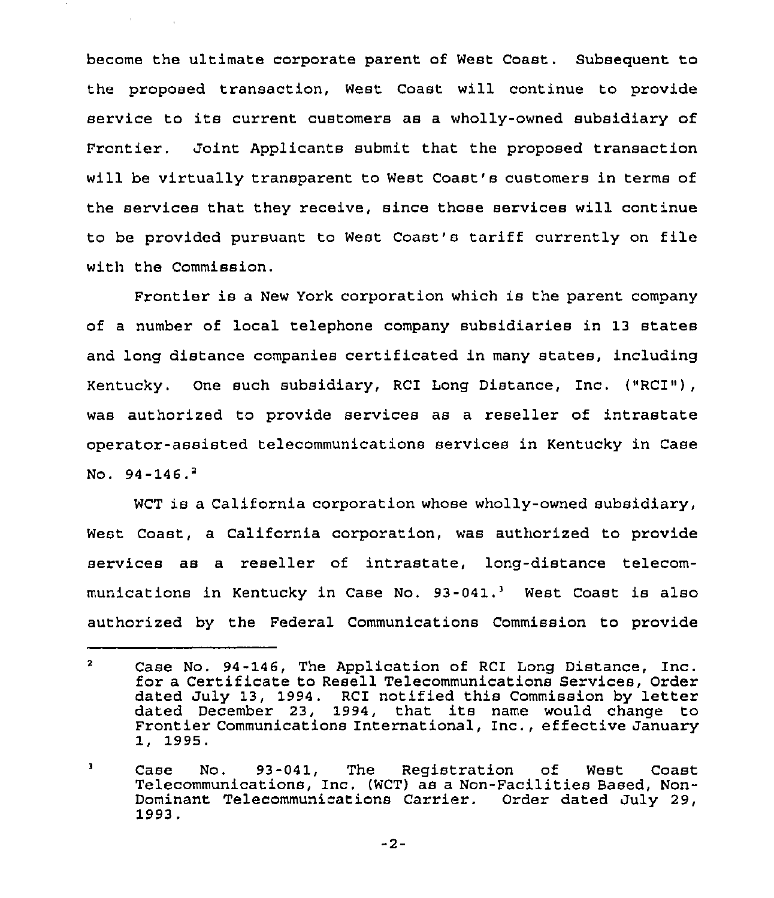become the ultimate corporate parent of West Coast. Subsequent to the proposed transaction, West Coast will continue to provide service to its current customers as a wholly-owned subsidiary of Frontier. Joint Applicants submit that the proposed transaction will be virtually transparent to West Coast's customers in terms of the services that they receive, since those services will continue to be provided pursuant to West Coast's tariff currently on file with the Commission.

Frontier is a New York corporation which is the parent company of a number of local telephone company subsidiaries in 13 states and long distance companies certificated in many states, including Kentucky. One such subsidiary, RCI Long Distance, Inc. ("RCI"), was authorized to provide services as a reseller of intrastate operator-assisted telecommunications services in Kentucky in Case No. 94-146.[2]

WCT is a California corporation whose wholly-owned subsidiary, West Coast, a California corporation, was authorized to provide services as a reseller of intrastate, long-distance telecommunications in Kentucky in Case No. 93-041.[3] West Coast is also authorized by the Federal Communications Commission to provide

---

[2] Case No. 94-146, The Application of RCI Long Distance, Inc. for a Certificate to Resell Telecommunications Services, Order dated July 13, 1994. RCI notified this Commission by letter dated December 23, 1994, that its name would change to Frontier Communications International, Inc., effective January 1, 1995.

[3] Case No. 93-041, The Registration of West Coast Telecommunications, Inc. (WCT) as a Non-Facilities Based, Non-Dominant Telecommunications Carrier. Order dated July 29, 1993.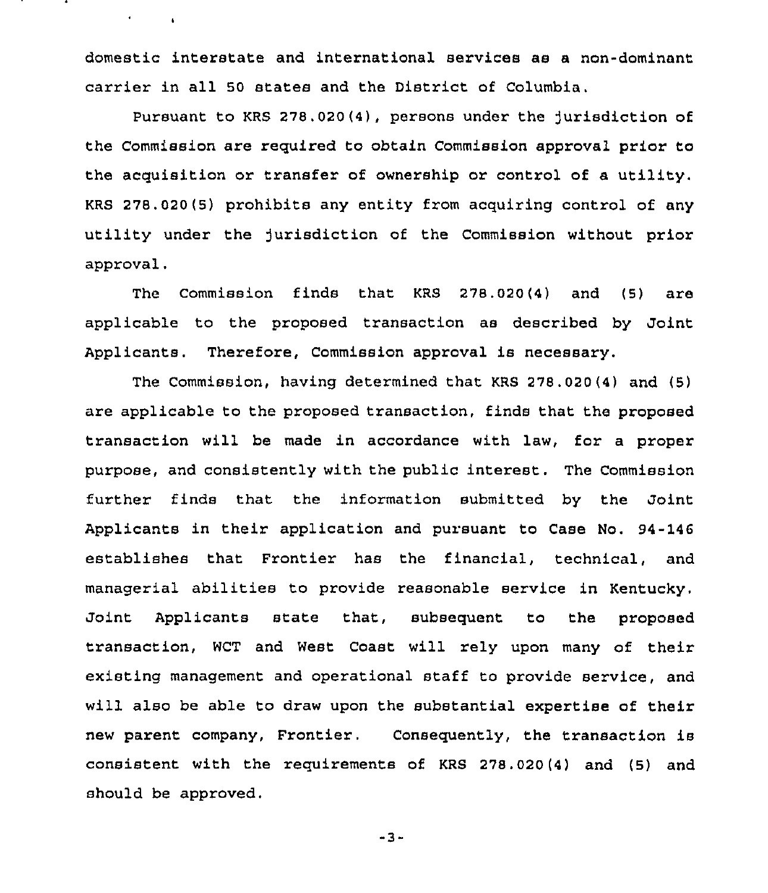domestic interstate and international services as a non-dominant carrier in all 50 states and the District of Columbia.

Pursuant to KRS 278.020(4), persons under the jurisdiction of the Commission are required to obtain Commission approval prior to the acquisition or transfer of ownership or control of a utility. KRS 278.020(5) prohibits any entity from acquiring control of any utility under the jurisdiction of the Commission without prior approval.

The Commission finds that KRS 278.020(4) and (5) are applicable to the proposed transaction as described by Joint Applicants. Therefore, Commission approval is necessary.

The Commission, having determined that KRS 278.020(4) and (5) are applicable to the proposed transaction, finds that the proposed transaction will be made in accordance with law, for a proper purpose, and consistently with the public interest. The Commission further finds that the information submitted by the Joint Applicants in their application and pursuant to Case No. 94-146 establishes that Frontier has the financial, technical, and managerial abilities to provide reasonable service in Kentucky. Joint Applicants state that, subsequent to the proposed transaction, WCT and West Coast will rely upon many of their existing management and operational staff to provide service, and will also be able to draw upon the substantial expertise of their new parent company, Frontier. Consequently, the transaction is consistent with the requirements of KRS 278.020(4) and (5) and should be approved.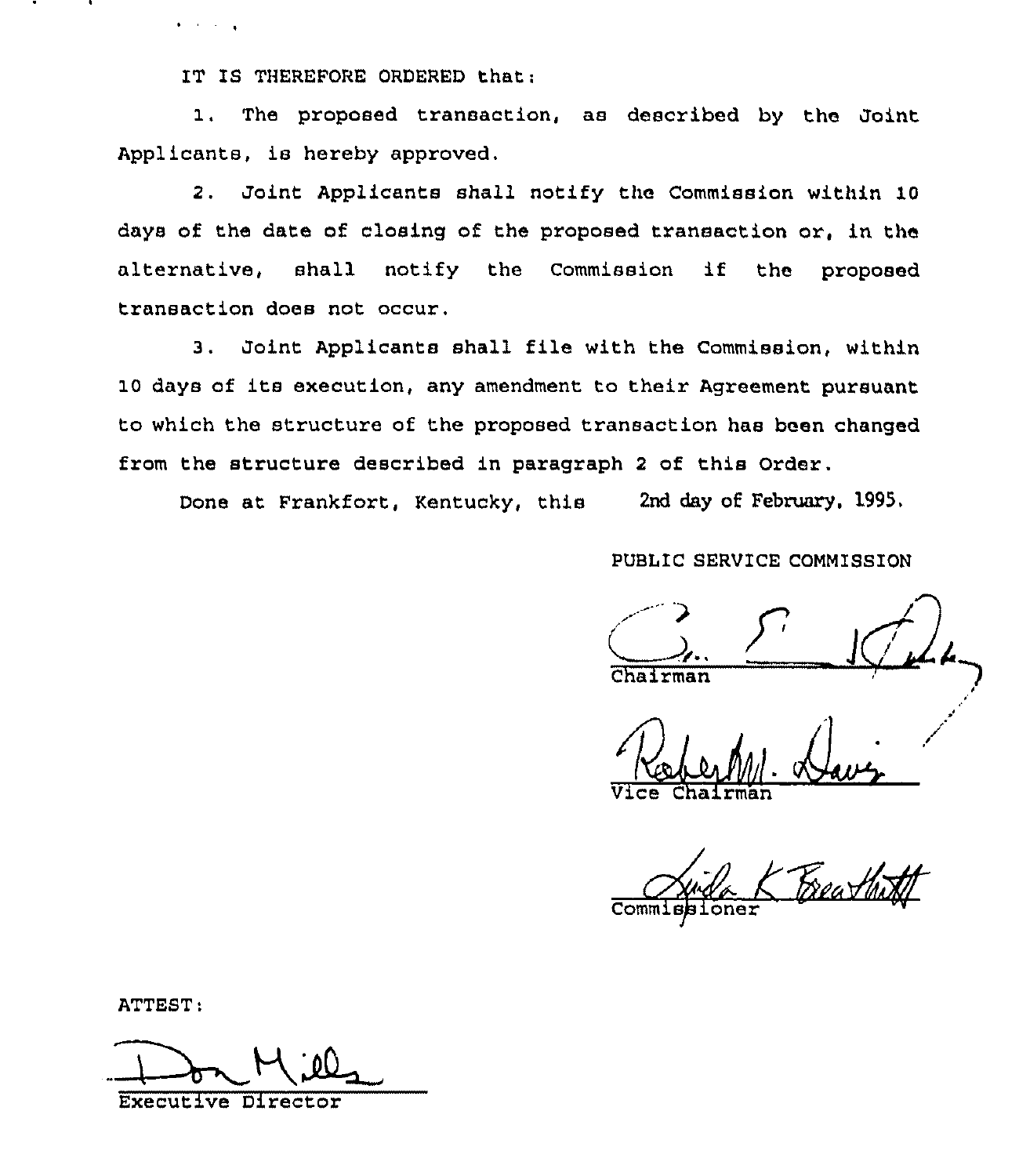IT IS THEREFORE ORDERED that:

1. The proposed transaction, as described by the Joint Applicants, is hereby approved.

2. Joint Applicants shall notify the Commission within 10 days of the date of closing of the proposed transaction or, in the alternative, shall notify the Commission if the proposed transaction does not occur.

3. Joint Applicants shall file with the Commission, within 10 days of its execution, any amendment to their Agreement pursuant to which the structure of the proposed transaction has been changed from the structure described in paragraph 2 of this Order.

Done at Frankfort, Kentucky, this 2nd day of February, 1995.

PUBLIC SERVICE COMMISSION

Chairman

Vice Chairman

Commissioner

ATTEST:

Executive Director